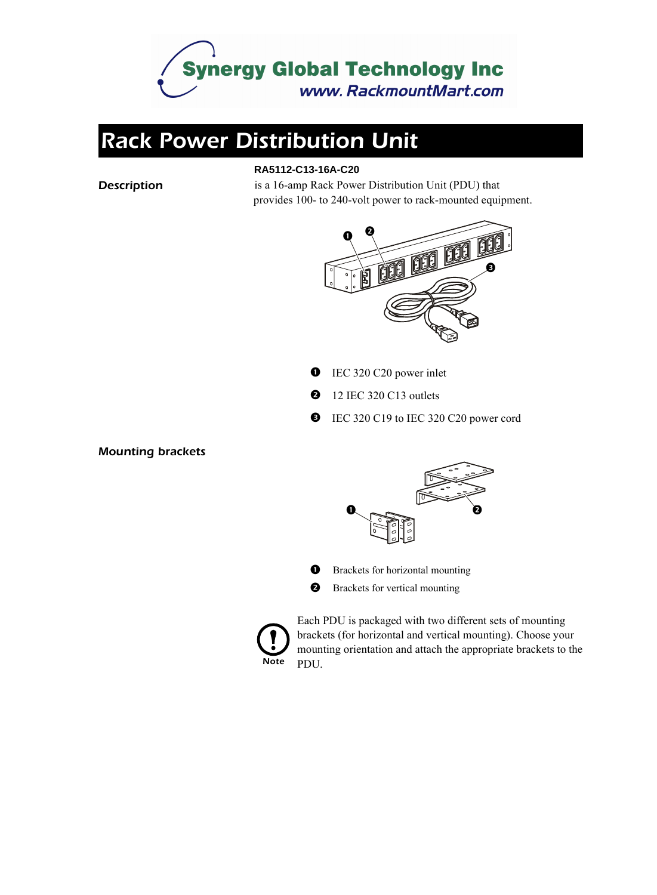Synergy Global Technology Inc

www. RackmountMart.com

# Rack Power Distribution Unit

## Description

**RA5112-C13-16A-C20** is a 16-amp Rack Power Distribution Unit (PDU) that provides 100- to 240-volt power to rack-mounted equipment.

1. IEC 320 C20 power inlet
2. 12 IEC 320 C13 outlets
3. IEC 320 C19 to IEC 320 C20 power cord

## Mounting brackets

1. Brackets for horizontal mounting
2. Brackets for vertical mounting

**Note**: Each PDU is packaged with two different sets of mounting brackets (for horizontal and vertical mounting). Choose your mounting orientation and attach the appropriate brackets to the PDU.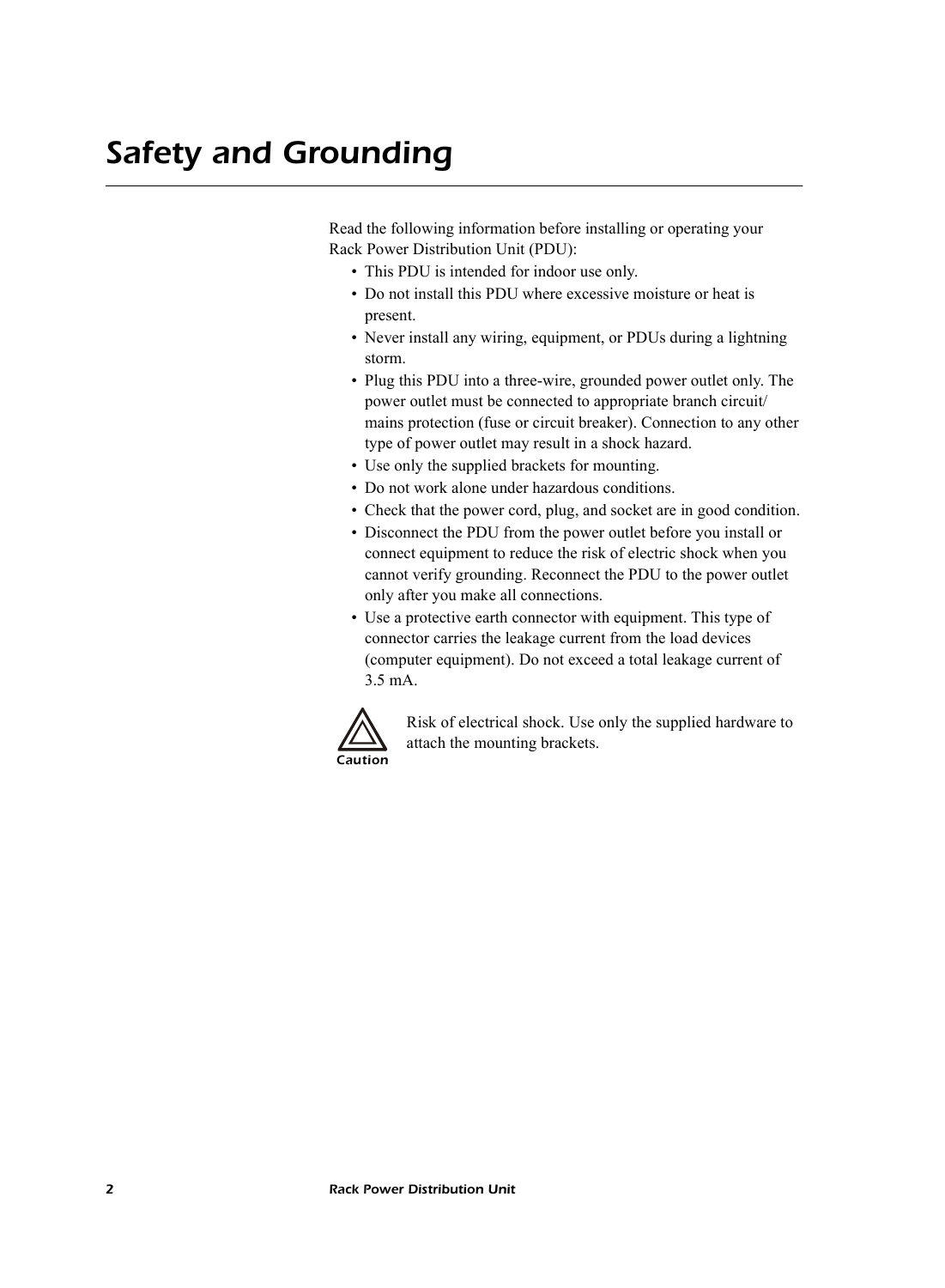# Safety and Grounding

Read the following information before installing or operating your Rack Power Distribution Unit (PDU):

- This PDU is intended for indoor use only.
- Do not install this PDU where excessive moisture or heat is present.
- Never install any wiring, equipment, or PDUs during a lightning storm.
- Plug this PDU into a three-wire, grounded power outlet only. The power outlet must be connected to appropriate branch circuit/ mains protection (fuse or circuit breaker). Connection to any other type of power outlet may result in a shock hazard.
- Use only the supplied brackets for mounting.
- Do not work alone under hazardous conditions.
- Check that the power cord, plug, and socket are in good condition.
- Disconnect the PDU from the power outlet before you install or connect equipment to reduce the risk of electric shock when you cannot verify grounding. Reconnect the PDU to the power outlet only after you make all connections.
- Use a protective earth connector with equipment. This type of connector carries the leakage current from the load devices (computer equipment). Do not exceed a total leakage current of 3.5 mA.

**Caution**: Risk of electrical shock. Use only the supplied hardware to attach the mounting brackets.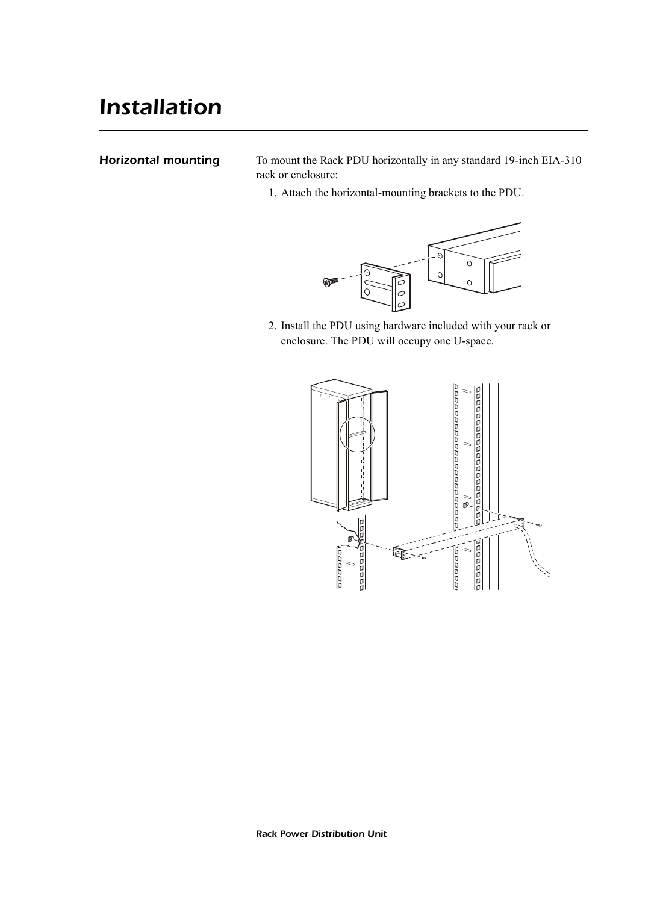# Installation

## Horizontal mounting

To mount the Rack PDU horizontally in any standard 19-inch EIA-310 rack or enclosure:

1. Attach the horizontal-mounting brackets to the PDU.

2. Install the PDU using hardware included with your rack or enclosure. The PDU will occupy one U-space.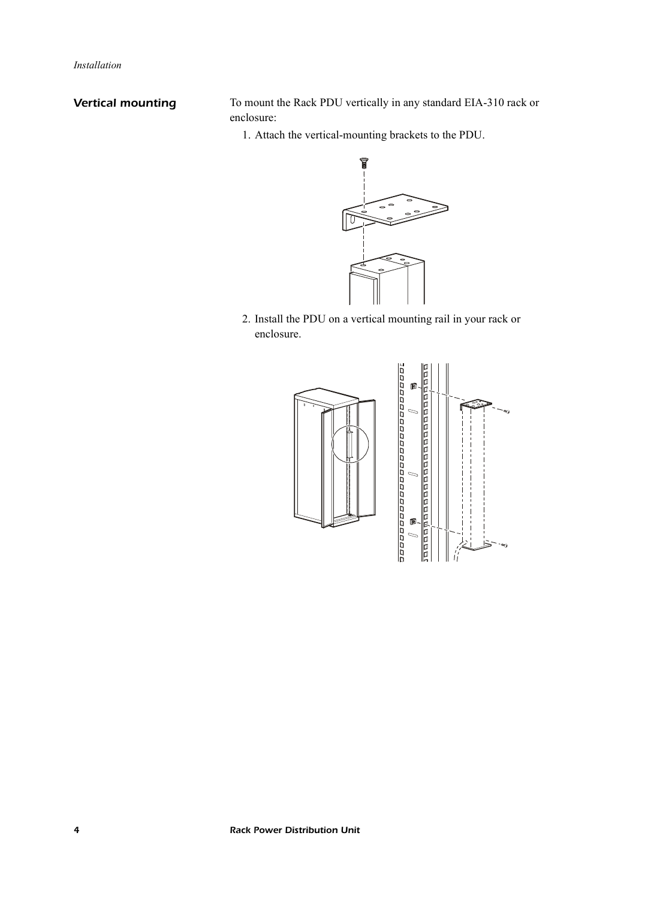## Vertical mounting

To mount the Rack PDU vertically in any standard EIA-310 rack or enclosure:

1. Attach the vertical-mounting brackets to the PDU.
2. Install the PDU on a vertical mounting rail in your rack or enclosure.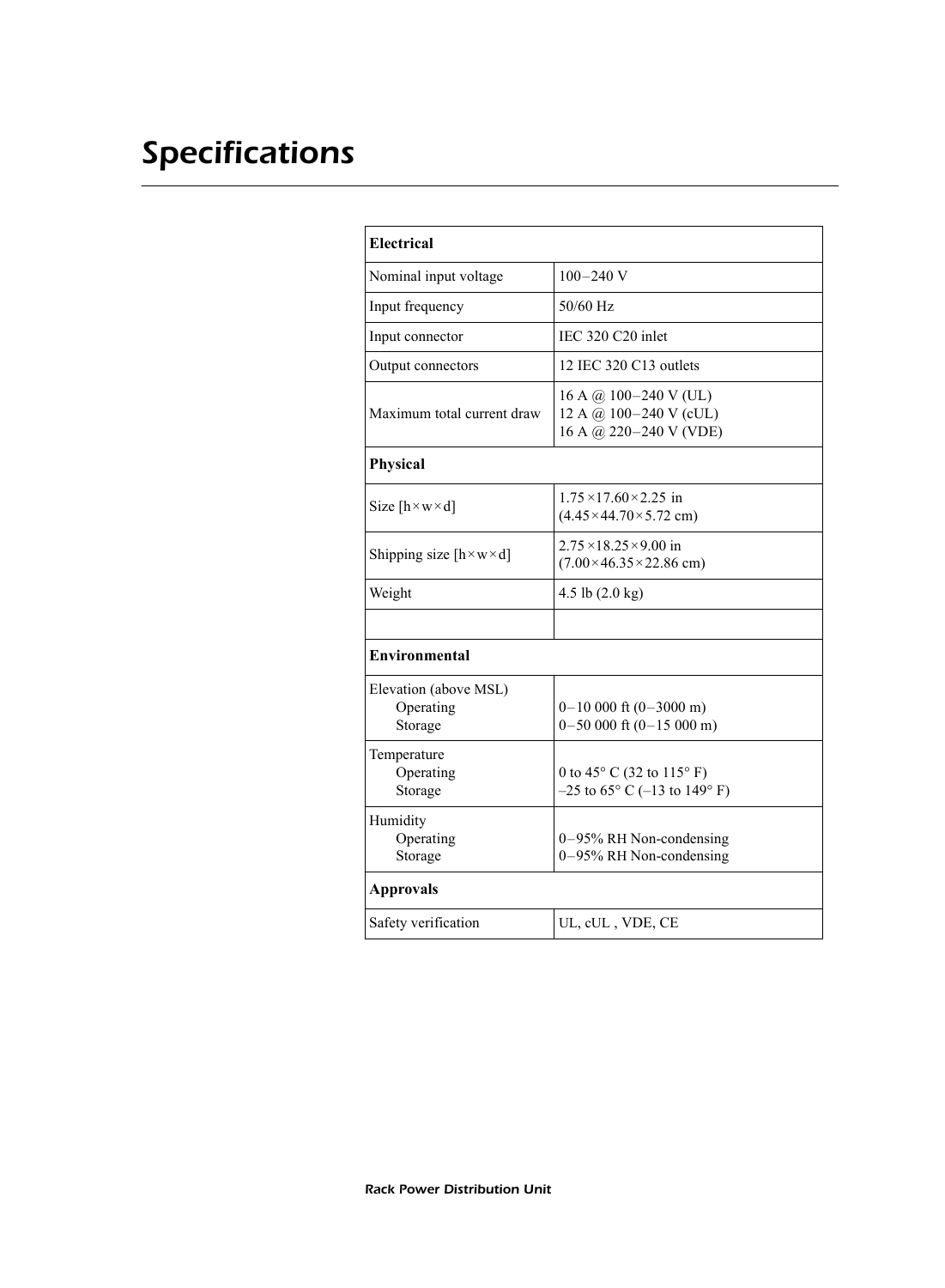# Specifications

| | |
|---|---|
| **Electrical** | |
| Nominal input voltage | 100–240 V |
| Input frequency | 50/60 Hz |
| Input connector | IEC 320 C20 inlet |
| Output connectors | 12 IEC 320 C13 outlets |
| Maximum total current draw | 16 A @ 100–240 V (UL)<br>12 A @ 100–240 V (cUL)<br>16 A @ 220–240 V (VDE) |
| **Physical** | |
| Size [h×w×d] | 1.75×17.60×2.25 in<br>(4.45×44.70×5.72 cm) |
| Shipping size [h×w×d] | 2.75×18.25×9.00 in<br>(7.00×46.35×22.86 cm) |
| Weight | 4.5 lb (2.0 kg) |
| | |
| **Environmental** | |
| Elevation (above MSL)<br>Operating<br>Storage | <br>0–10 000 ft (0–3000 m)<br>0–50 000 ft (0–15 000 m) |
| Temperature<br>Operating<br>Storage | <br>0 to 45° C (32 to 115° F)<br>–25 to 65° C (–13 to 149° F) |
| Humidity<br>Operating<br>Storage | <br>0–95% RH Non-condensing<br>0–95% RH Non-condensing |
| **Approvals** | |
| Safety verification | UL, cUL , VDE, CE |